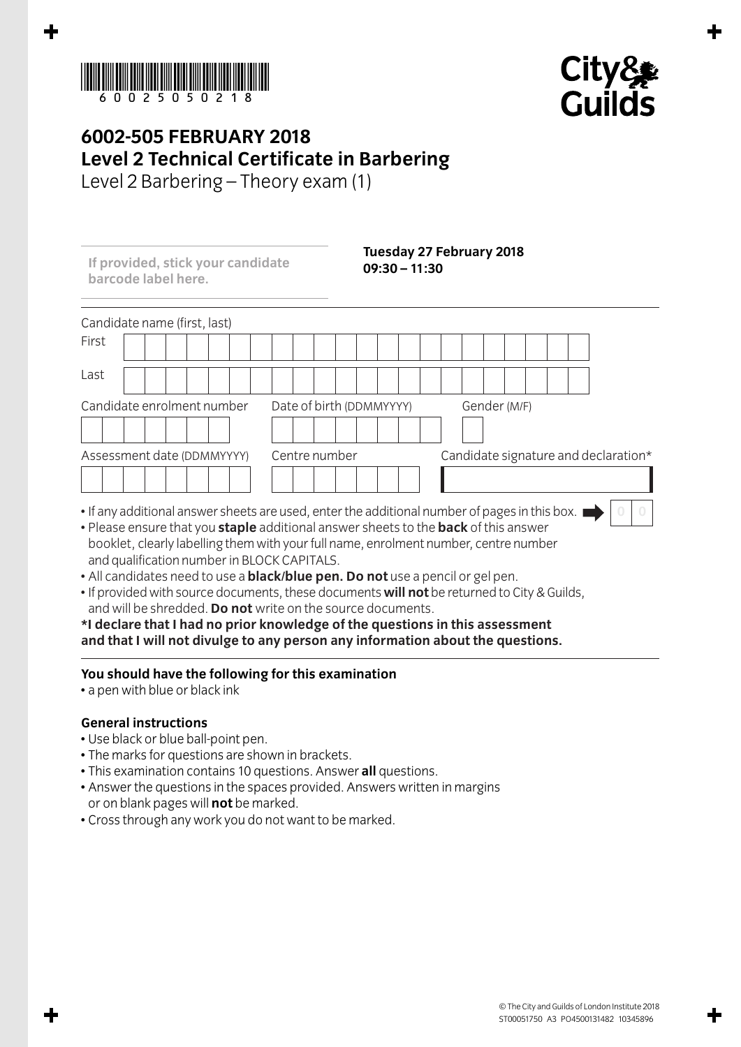6002505021 8

City & Guilds

# 6002-505 FEBRUARY 2018
## Level 2 Technical Certificate in Barbering
Level 2 Barbering – Theory exam (1)

**If provided, stick your candidate barcode label here.**

**Tuesday 27 February 2018**
**09:30 – 11:30**

Candidate name (first, last)

First

Last

Candidate enrolment number | Date of birth (DDMMYYYY) | Gender (M/F)

Assessment date (DDMMYYYY) | Centre number | Candidate signature and declaration*

- If any additional answer sheets are used, enter the additional number of pages in this box. 0 0
- Please ensure that you **staple** additional answer sheets to the **back** of this answer booklet, clearly labelling them with your full name, enrolment number, centre number and qualification number in BLOCK CAPITALS.
- All candidates need to use a **black/blue pen. Do not** use a pencil or gel pen.
- If provided with source documents, these documents **will not** be returned to City & Guilds, and will be shredded. **Do not** write on the source documents.

**\*I declare that I had no prior knowledge of the questions in this assessment and that I will not divulge to any person any information about the questions.**

**You should have the following for this examination**
- a pen with blue or black ink

**General instructions**
- Use black or blue ball-point pen.
- The marks for questions are shown in brackets.
- This examination contains 10 questions. Answer **all** questions.
- Answer the questions in the spaces provided. Answers written in margins or on blank pages will **not** be marked.
- Cross through any work you do not want to be marked.

© The City and Guilds of London Institute 2018
ST00051750 A3 PO4500131482 10345896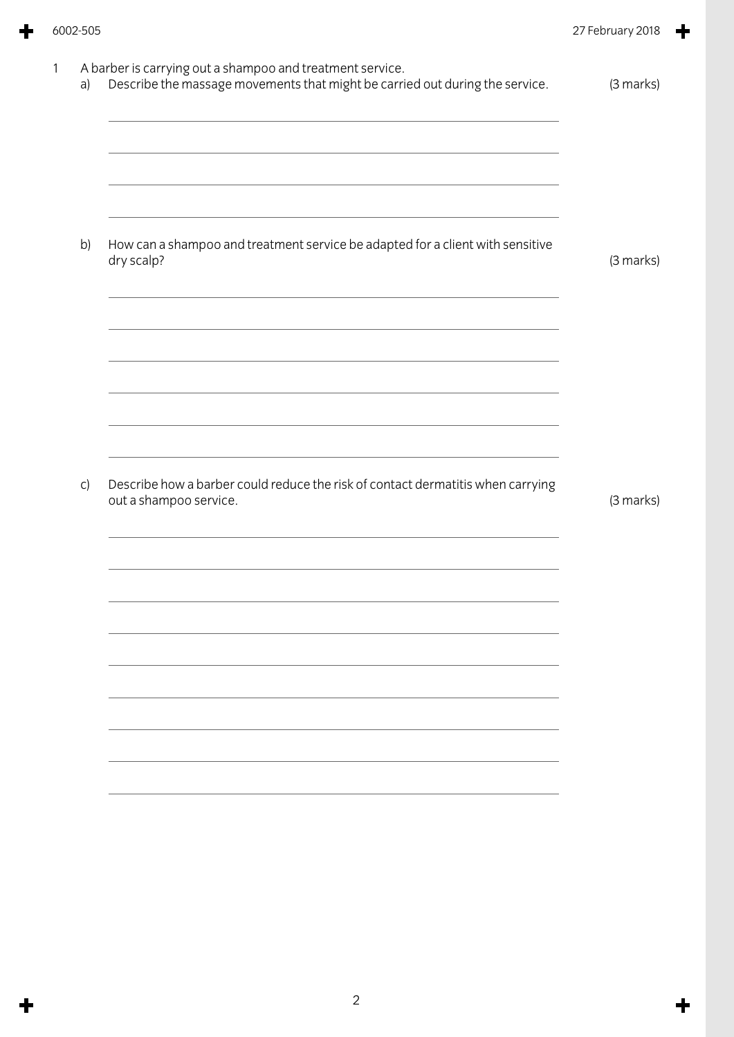1 A barber is carrying out a shampoo and treatment service.

a) Describe the massage movements that might be carried out during the service. (3 marks)

b) How can a shampoo and treatment service be adapted for a client with sensitive dry scalp? (3 marks)

c) Describe how a barber could reduce the risk of contact dermatitis when carrying out a shampoo service. (3 marks)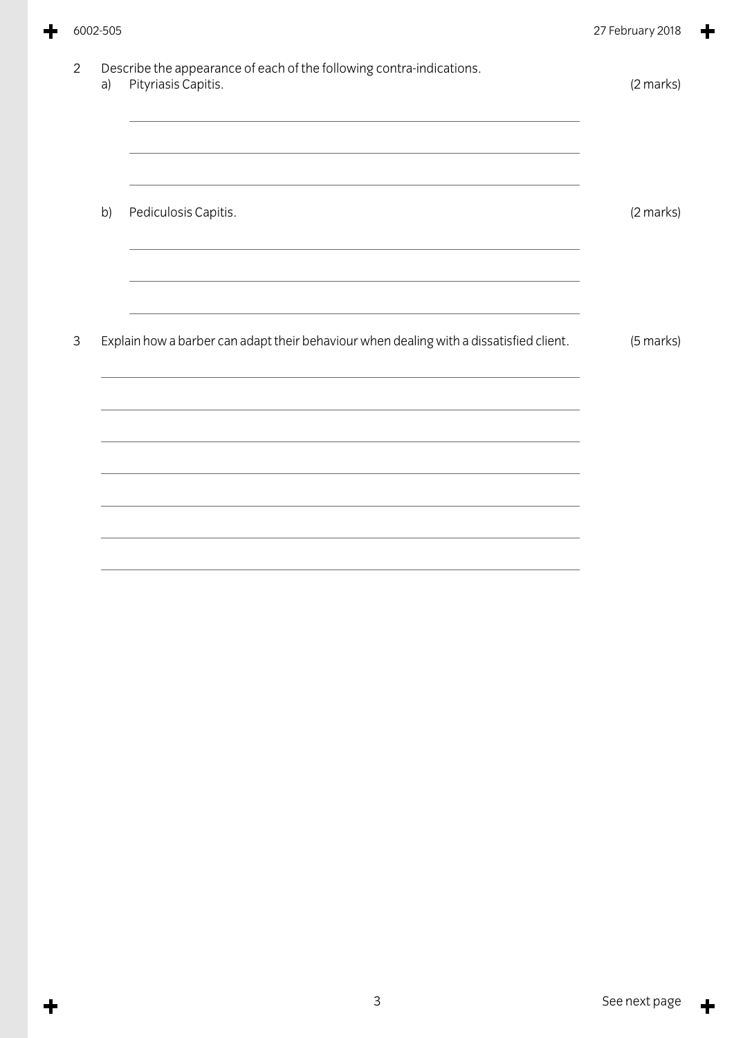2 Describe the appearance of each of the following contra-indications.

a) Pityriasis Capitis. (2 marks)

b) Pediculosis Capitis. (2 marks)

3 Explain how a barber can adapt their behaviour when dealing with a dissatisfied client. (5 marks)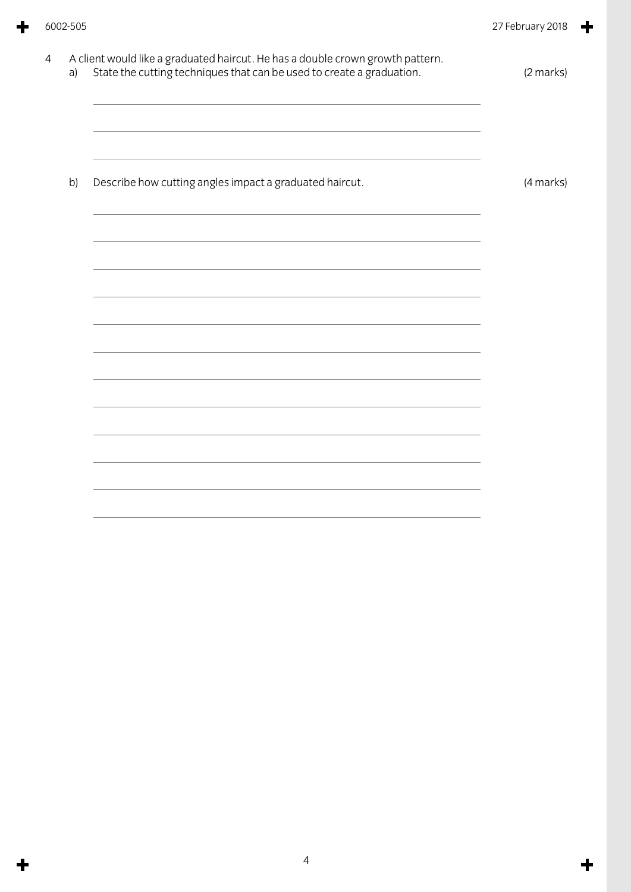4 A client would like a graduated haircut. He has a double crown growth pattern.

a) State the cutting techniques that can be used to create a graduation. (2 marks)

b) Describe how cutting angles impact a graduated haircut. (4 marks)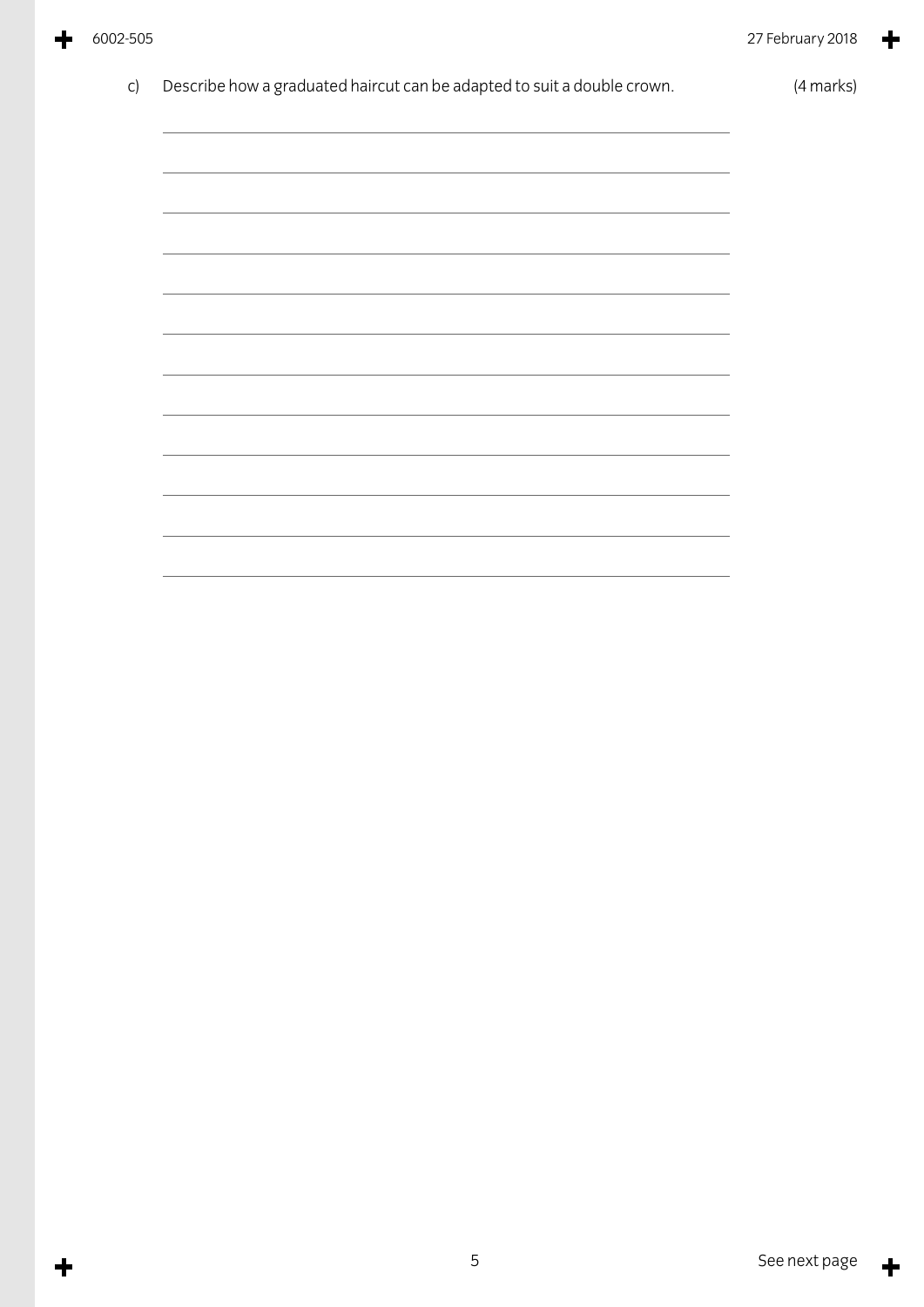c) Describe how a graduated haircut can be adapted to suit a double crown. (4 marks)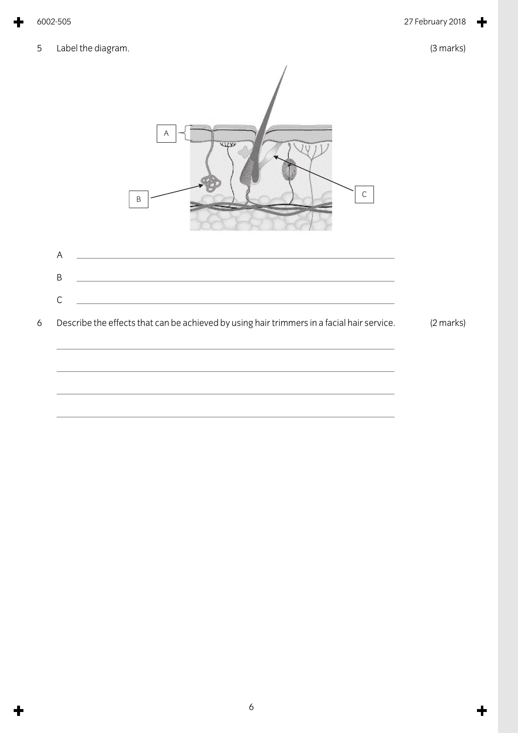5 Label the diagram. (3 marks)

A ______________________________

B ______________________________

C ______________________________

6 Describe the effects that can be achieved by using hair trimmers in a facial hair service. (2 marks)

______________________________

______________________________

______________________________

______________________________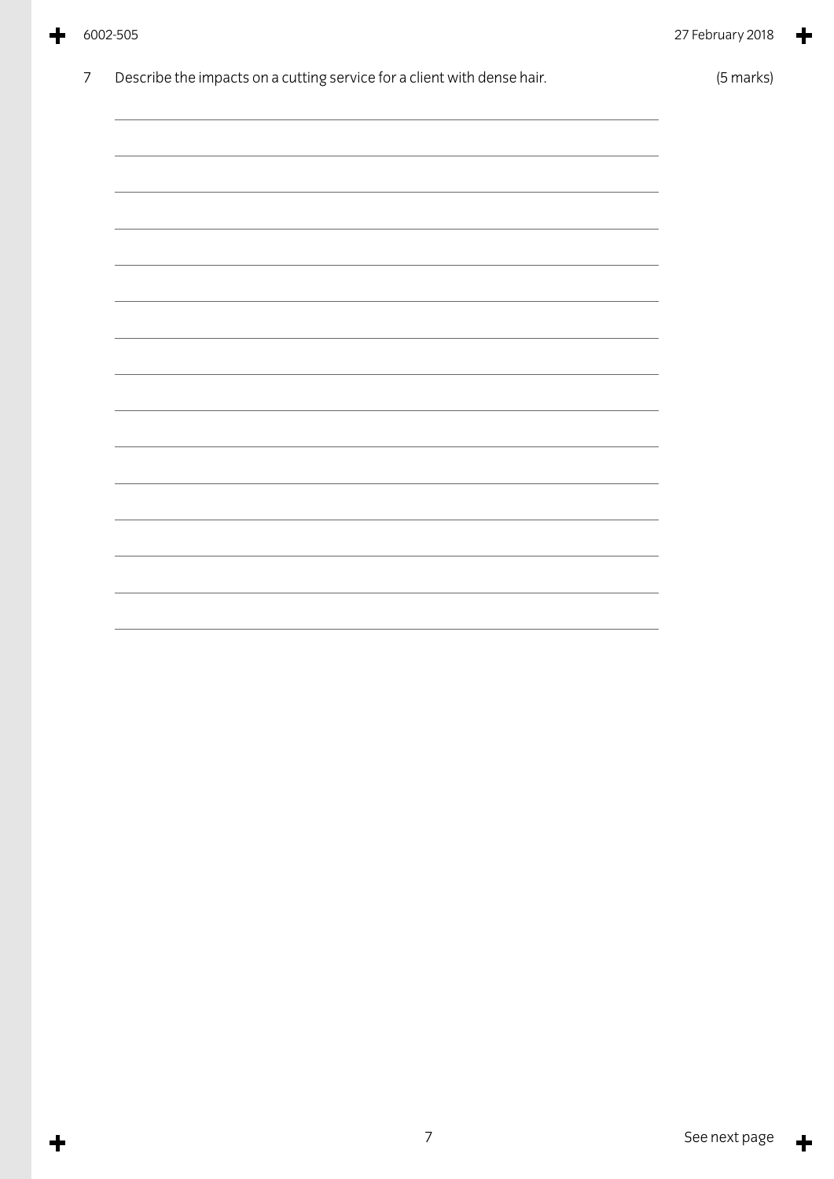7 Describe the impacts on a cutting service for a client with dense hair. (5 marks)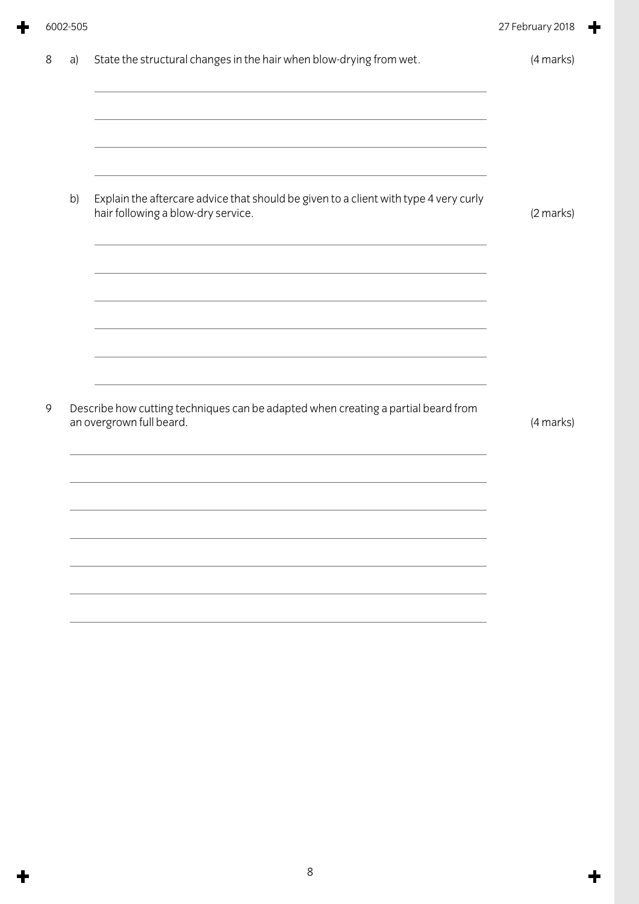8 a) State the structural changes in the hair when blow-drying from wet. (4 marks)

b) Explain the aftercare advice that should be given to a client with type 4 very curly hair following a blow-dry service. (2 marks)

9 Describe how cutting techniques can be adapted when creating a partial beard from an overgrown full beard. (4 marks)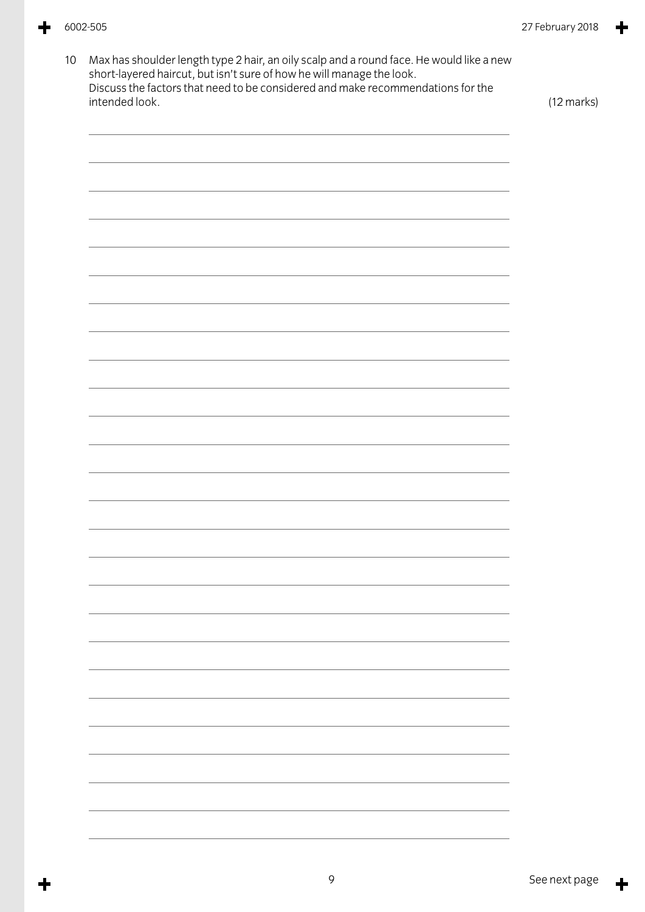10 Max has shoulder length type 2 hair, an oily scalp and a round face. He would like a new short-layered haircut, but isn't sure of how he will manage the look.
Discuss the factors that need to be considered and make recommendations for the intended look.

(12 marks)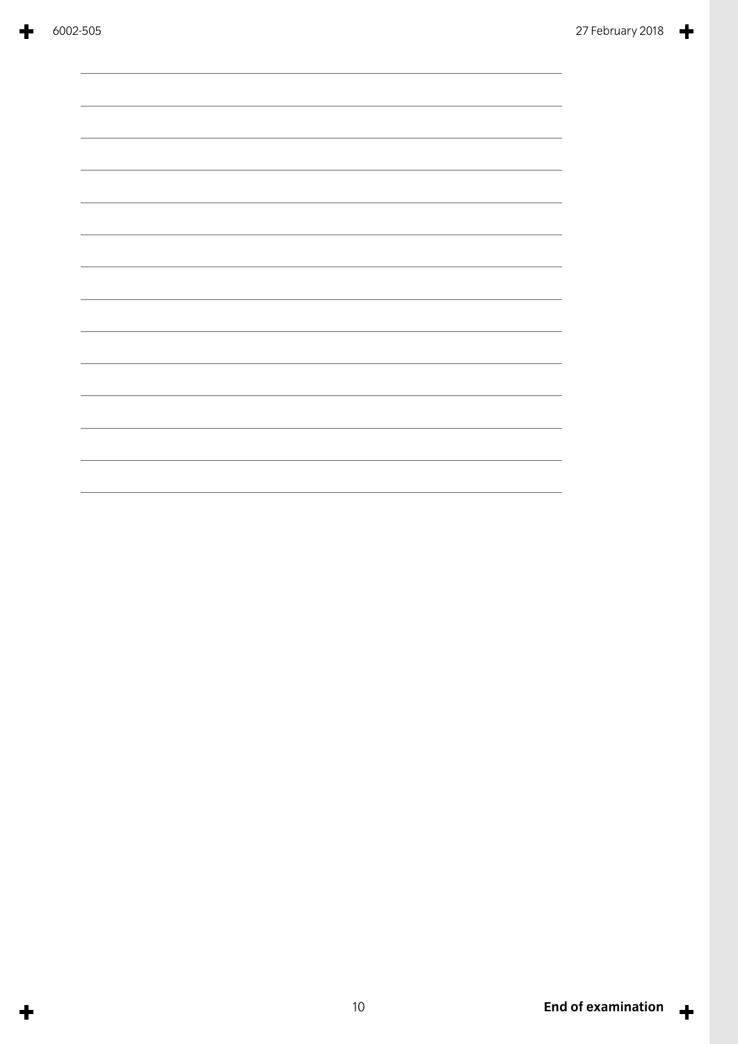**End of examination**